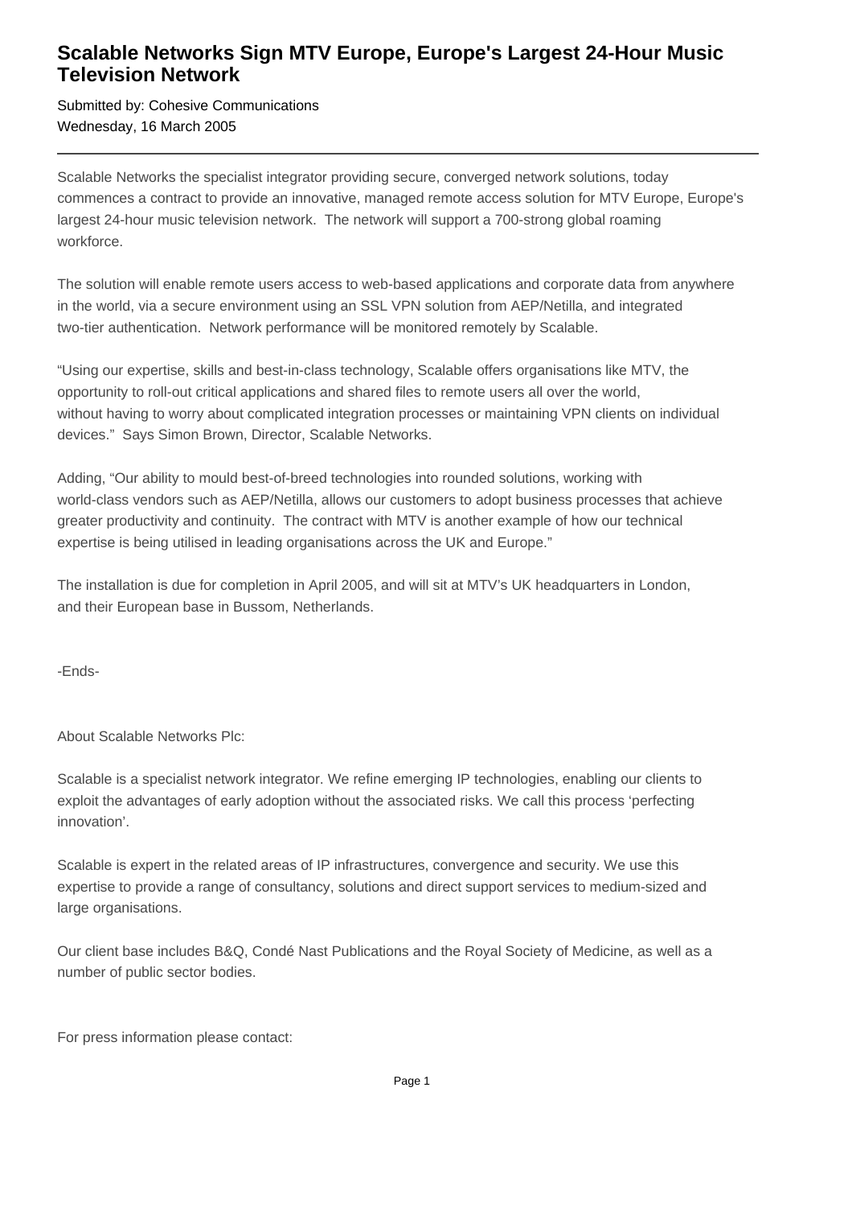# Scalable Networks Sign MTV Europe, Europe's Largest 24-Hour Music Television Network

Submitted by: Cohesive Communications
Wednesday, 16 March 2005

---

Scalable Networks the specialist integrator providing secure, converged network solutions, today commences a contract to provide an innovative, managed remote access solution for MTV Europe, Europe's largest 24-hour music television network. The network will support a 700-strong global roaming workforce.

The solution will enable remote users access to web-based applications and corporate data from anywhere in the world, via a secure environment using an SSL VPN solution from AEP/Netilla, and integrated two-tier authentication. Network performance will be monitored remotely by Scalable.

“Using our expertise, skills and best-in-class technology, Scalable offers organisations like MTV, the opportunity to roll-out critical applications and shared files to remote users all over the world, without having to worry about complicated integration processes or maintaining VPN clients on individual devices.” Says Simon Brown, Director, Scalable Networks.

Adding, “Our ability to mould best-of-breed technologies into rounded solutions, working with world-class vendors such as AEP/Netilla, allows our customers to adopt business processes that achieve greater productivity and continuity. The contract with MTV is another example of how our technical expertise is being utilised in leading organisations across the UK and Europe.”

The installation is due for completion in April 2005, and will sit at MTV’s UK headquarters in London, and their European base in Bussom, Netherlands.

-Ends-

About Scalable Networks Plc:

Scalable is a specialist network integrator. We refine emerging IP technologies, enabling our clients to exploit the advantages of early adoption without the associated risks. We call this process ‘perfecting innovation’.

Scalable is expert in the related areas of IP infrastructures, convergence and security. We use this expertise to provide a range of consultancy, solutions and direct support services to medium-sized and large organisations.

Our client base includes B&Q, Condé Nast Publications and the Royal Society of Medicine, as well as a number of public sector bodies.

For press information please contact: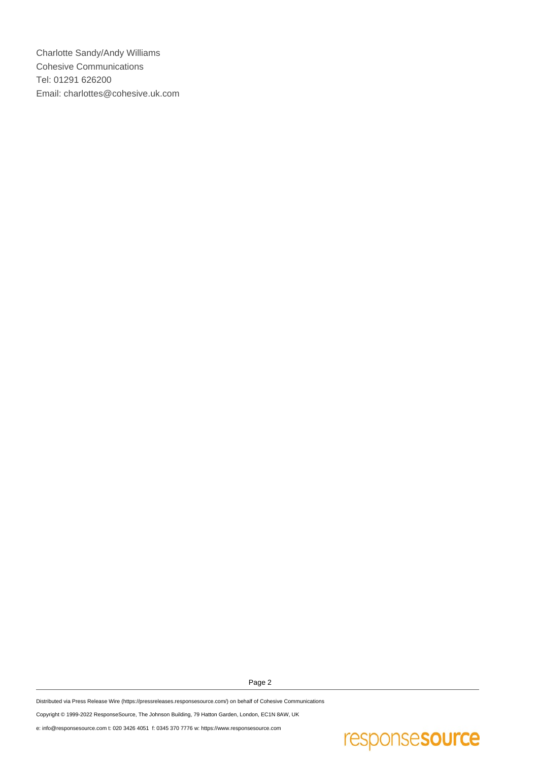Charlotte Sandy/Andy Williams
Cohesive Communications
Tel: 01291 626200
Email: charlottes@cohesive.uk.com

Distributed via Press Release Wire (https://pressreleases.responsesource.com/) on behalf of Cohesive Communications

Copyright © 1999-2022 ResponseSource, The Johnson Building, 79 Hatton Garden, London, EC1N 8AW, UK

e: info@responsesource.com t: 020 3426 4051 f: 0345 370 7776 w: https://www.responsesource.com